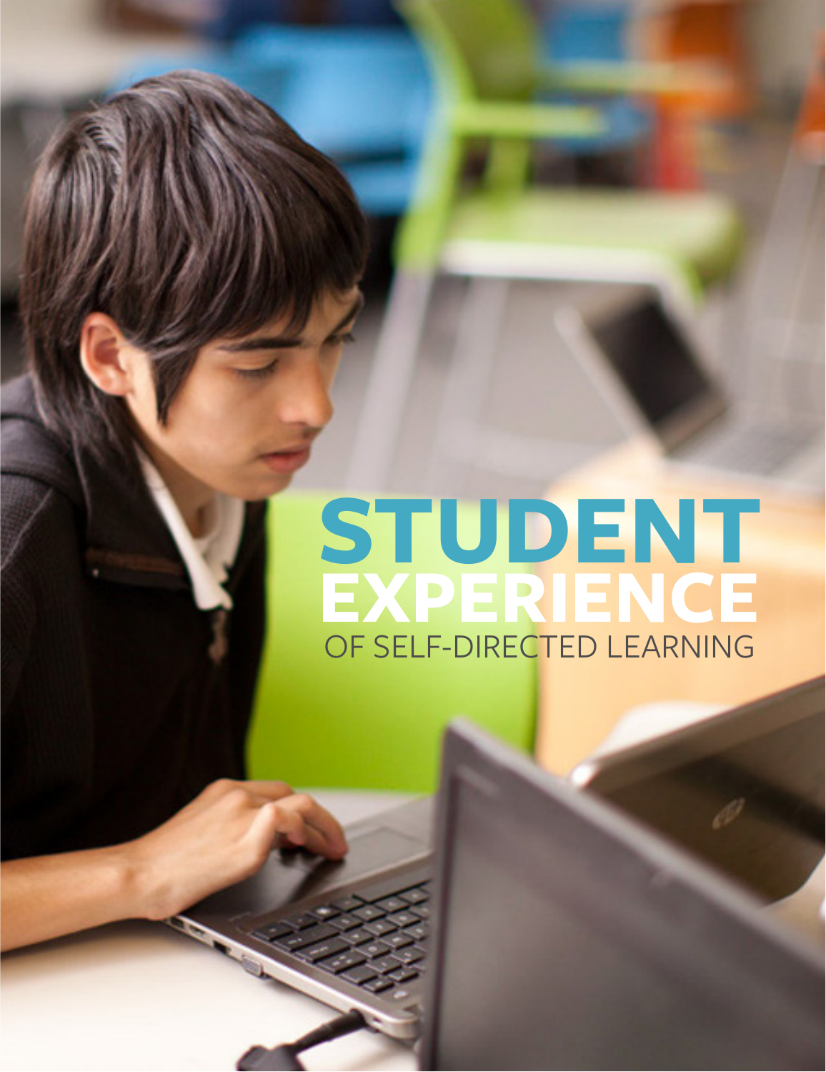# STUDENT EXPERIENCE

## OF SELF-DIRECTED LEARNING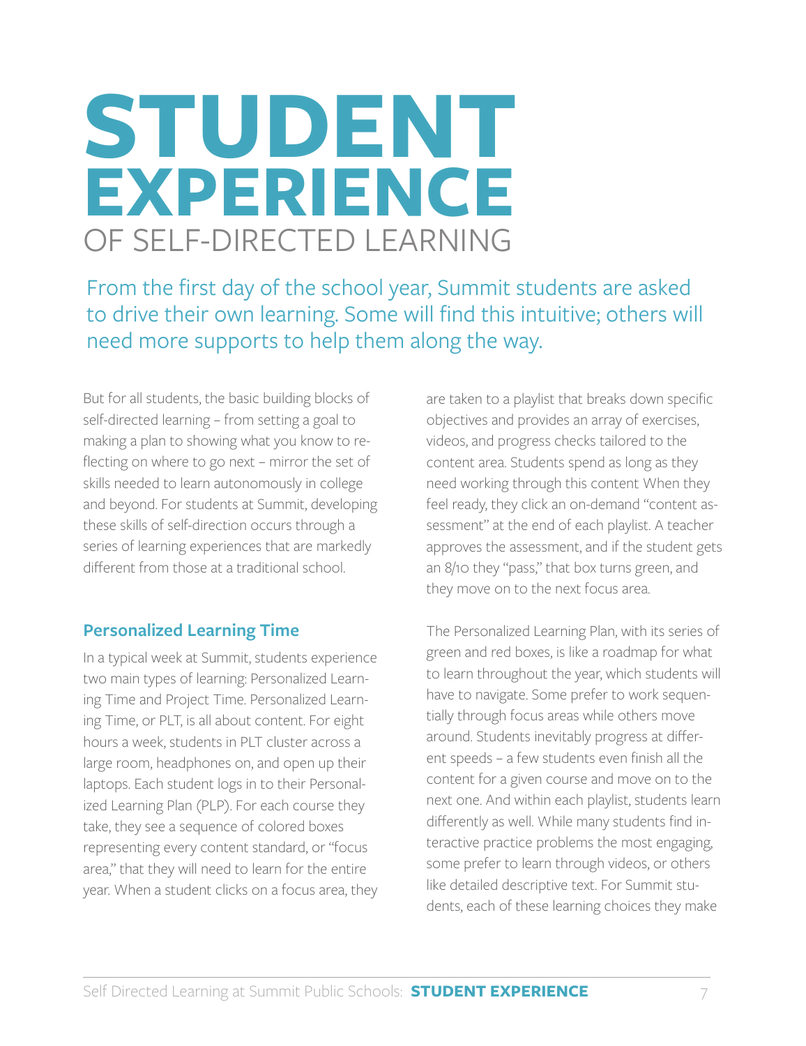# STUDENT EXPERIENCE OF SELF-DIRECTED LEARNING

From the first day of the school year, Summit students are asked to drive their own learning. Some will find this intuitive; others will need more supports to help them along the way.

But for all students, the basic building blocks of self-directed learning – from setting a goal to making a plan to showing what you know to reflecting on where to go next – mirror the set of skills needed to learn autonomously in college and beyond. For students at Summit, developing these skills of self-direction occurs through a series of learning experiences that are markedly different from those at a traditional school.

## Personalized Learning Time

In a typical week at Summit, students experience two main types of learning: Personalized Learning Time and Project Time. Personalized Learning Time, or PLT, is all about content. For eight hours a week, students in PLT cluster across a large room, headphones on, and open up their laptops. Each student logs in to their Personalized Learning Plan (PLP). For each course they take, they see a sequence of colored boxes representing every content standard, or "focus area," that they will need to learn for the entire year. When a student clicks on a focus area, they are taken to a playlist that breaks down specific objectives and provides an array of exercises, videos, and progress checks tailored to the content area. Students spend as long as they need working through this content When they feel ready, they click an on-demand "content assessment" at the end of each playlist. A teacher approves the assessment, and if the student gets an 8/10 they "pass," that box turns green, and they move on to the next focus area.

The Personalized Learning Plan, with its series of green and red boxes, is like a roadmap for what to learn throughout the year, which students will have to navigate. Some prefer to work sequentially through focus areas while others move around. Students inevitably progress at different speeds – a few students even finish all the content for a given course and move on to the next one. And within each playlist, students learn differently as well. While many students find interactive practice problems the most engaging, some prefer to learn through videos, or others like detailed descriptive text. For Summit students, each of these learning choices they make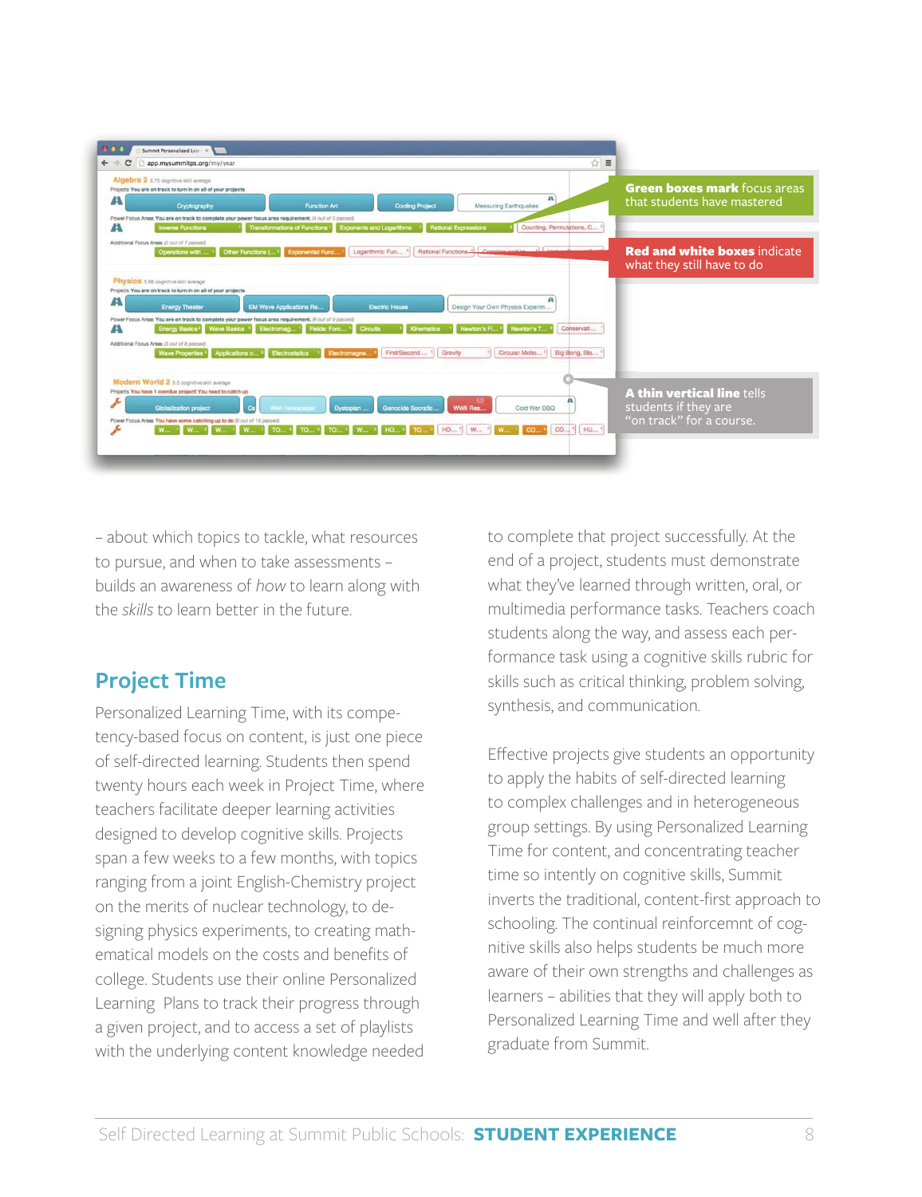**Green boxes mark** focus areas that students have mastered

**Red and white boxes** indicate what they still have to do

**A thin vertical line** tells students if they are "on track" for a course.

– about which topics to tackle, what resources to pursue, and when to take assessments – builds an awareness of *how* to learn along with the *skills* to learn better in the future.

## Project Time

Personalized Learning Time, with its competency-based focus on content, is just one piece of self-directed learning. Students then spend twenty hours each week in Project Time, where teachers facilitate deeper learning activities designed to develop cognitive skills. Projects span a few weeks to a few months, with topics ranging from a joint English-Chemistry project on the merits of nuclear technology, to designing physics experiments, to creating mathematical models on the costs and benefits of college. Students use their online Personalized Learning Plans to track their progress through a given project, and to access a set of playlists with the underlying content knowledge needed to complete that project successfully. At the end of a project, students must demonstrate what they've learned through written, oral, or multimedia performance tasks. Teachers coach students along the way, and assess each performance task using a cognitive skills rubric for skills such as critical thinking, problem solving, synthesis, and communication.

Effective projects give students an opportunity to apply the habits of self-directed learning to complex challenges and in heterogeneous group settings. By using Personalized Learning Time for content, and concentrating teacher time so intently on cognitive skills, Summit inverts the traditional, content-first approach to schooling. The continual reinforcemnt of cognitive skills also helps students be much more aware of their own strengths and challenges as learners – abilities that they will apply both to Personalized Learning Time and well after they graduate from Summit.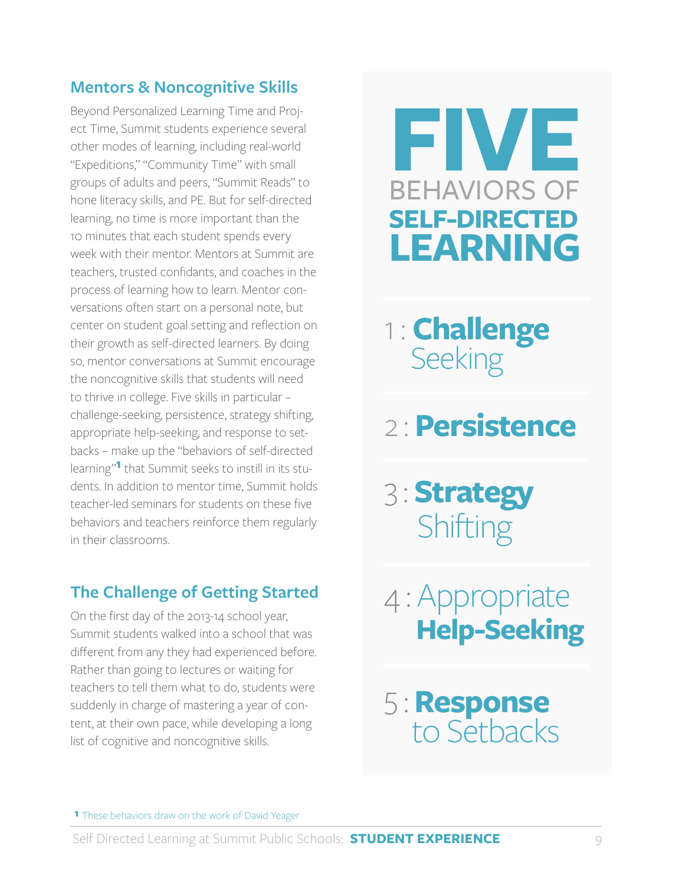## Mentors & Noncognitive Skills

Beyond Personalized Learning Time and Project Time, Summit students experience several other modes of learning, including real-world "Expeditions," "Community Time" with small groups of adults and peers, "Summit Reads" to hone literacy skills, and PE. But for self-directed learning, no time is more important than the 10 minutes that each student spends every week with their mentor. Mentors at Summit are teachers, trusted confidants, and coaches in the process of learning how to learn. Mentor conversations often start on a personal note, but center on student goal setting and reflection on their growth as self-directed learners. By doing so, mentor conversations at Summit encourage the noncognitive skills that students will need to thrive in college. Five skills in particular – challenge-seeking, persistence, strategy shifting, appropriate help-seeking, and response to setbacks – make up the "behaviors of self-directed learning"[1] that Summit seeks to instill in its students. In addition to mentor time, Summit holds teacher-led seminars for students on these five behaviors and teachers reinforce them regularly in their classrooms.

## The Challenge of Getting Started

On the first day of the 2013-14 school year, Summit students walked into a school that was different from any they had experienced before. Rather than going to lectures or waiting for teachers to tell them what to do, students were suddenly in charge of mastering a year of content, at their own pace, while developing a long list of cognitive and noncognitive skills.

## FIVE BEHAVIORS OF SELF-DIRECTED LEARNING

1 : **Challenge** Seeking

2 : **Persistence**

3 : **Strategy** Shifting

4 : Appropriate **Help-Seeking**

5 : **Response** to Setbacks

[1] These behaviors draw on the work of David Yeager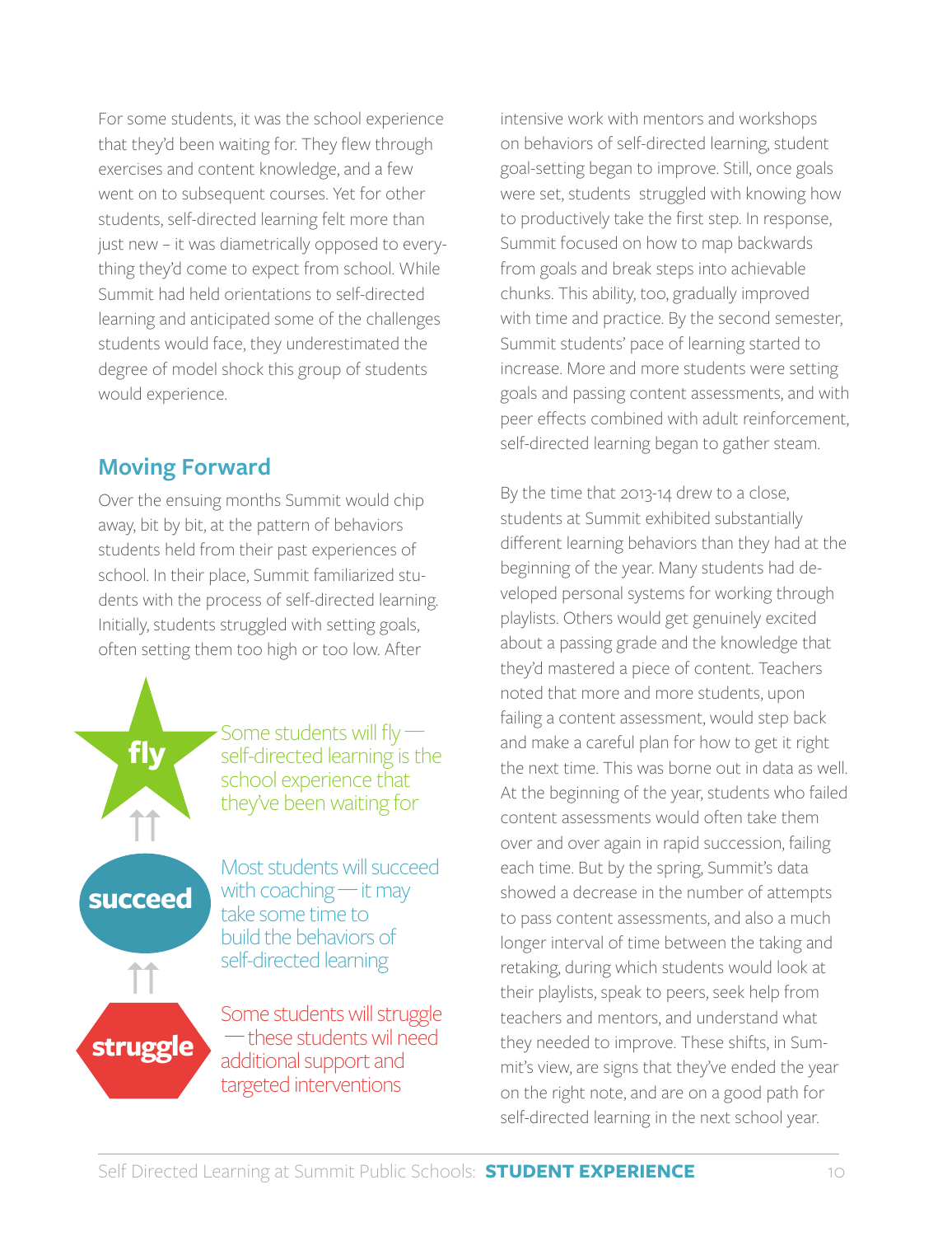For some students, it was the school experience that they'd been waiting for. They flew through exercises and content knowledge, and a few went on to subsequent courses. Yet for other students, self-directed learning felt more than just new – it was diametrically opposed to everything they'd come to expect from school. While Summit had held orientations to self-directed learning and anticipated some of the challenges students would face, they underestimated the degree of model shock this group of students would experience.

## Moving Forward

Over the ensuing months Summit would chip away, bit by bit, at the pattern of behaviors students held from their past experiences of school. In their place, Summit familiarized students with the process of self-directed learning. Initially, students struggled with setting goals, often setting them too high or too low. After intensive work with mentors and workshops on behaviors of self-directed learning, student goal-setting began to improve. Still, once goals were set, students struggled with knowing how to productively take the first step. In response, Summit focused on how to map backwards from goals and break steps into achievable chunks. This ability, too, gradually improved with time and practice. By the second semester, Summit students' pace of learning started to increase. More and more students were setting goals and passing content assessments, and with peer effects combined with adult reinforcement, self-directed learning began to gather steam.

**fly** — Some students will fly — self-directed learning is the school experience that they've been waiting for

**succeed** — Most students will succeed with coaching — it may take some time to build the behaviors of self-directed learning

**struggle** — Some students will struggle — these students wil need additional support and targeted interventions

By the time that 2013-14 drew to a close, students at Summit exhibited substantially different learning behaviors than they had at the beginning of the year. Many students had developed personal systems for working through playlists. Others would get genuinely excited about a passing grade and the knowledge that they'd mastered a piece of content. Teachers noted that more and more students, upon failing a content assessment, would step back and make a careful plan for how to get it right the next time. This was borne out in data as well. At the beginning of the year, students who failed content assessments would often take them over and over again in rapid succession, failing each time. But by the spring, Summit's data showed a decrease in the number of attempts to pass content assessments, and also a much longer interval of time between the taking and retaking, during which students would look at their playlists, speak to peers, seek help from teachers and mentors, and understand what they needed to improve. These shifts, in Summit's view, are signs that they've ended the year on the right note, and are on a good path for self-directed learning in the next school year.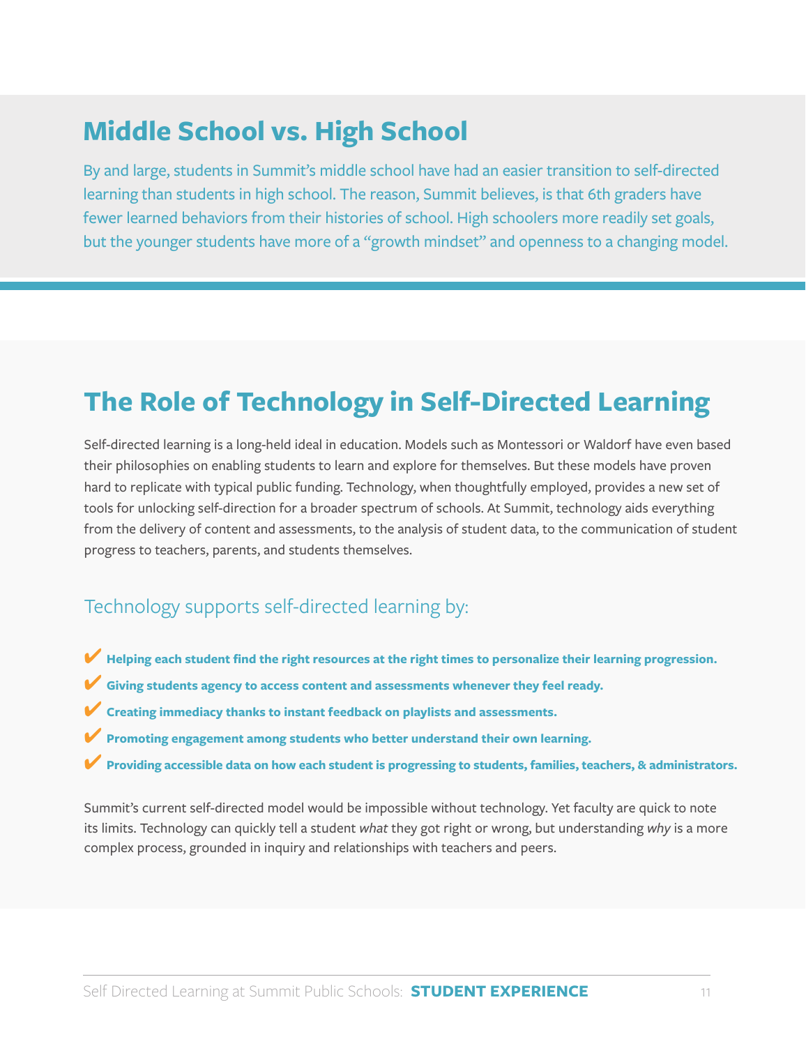## Middle School vs. High School

By and large, students in Summit's middle school have had an easier transition to self-directed learning than students in high school. The reason, Summit believes, is that 6th graders have fewer learned behaviors from their histories of school. High schoolers more readily set goals, but the younger students have more of a "growth mindset" and openness to a changing model.

## The Role of Technology in Self-Directed Learning

Self-directed learning is a long-held ideal in education. Models such as Montessori or Waldorf have even based their philosophies on enabling students to learn and explore for themselves. But these models have proven hard to replicate with typical public funding. Technology, when thoughtfully employed, provides a new set of tools for unlocking self-direction for a broader spectrum of schools. At Summit, technology aids everything from the delivery of content and assessments, to the analysis of student data, to the communication of student progress to teachers, parents, and students themselves.

### Technology supports self-directed learning by:

- ✔ **Helping each student find the right resources at the right times to personalize their learning progression.**
- ✔ **Giving students agency to access content and assessments whenever they feel ready.**
- ✔ **Creating immediacy thanks to instant feedback on playlists and assessments.**
- ✔ **Promoting engagement among students who better understand their own learning.**
- ✔ **Providing accessible data on how each student is progressing to students, families, teachers, & administrators.**

Summit's current self-directed model would be impossible without technology. Yet faculty are quick to note its limits. Technology can quickly tell a student *what* they got right or wrong, but understanding *why* is a more complex process, grounded in inquiry and relationships with teachers and peers.